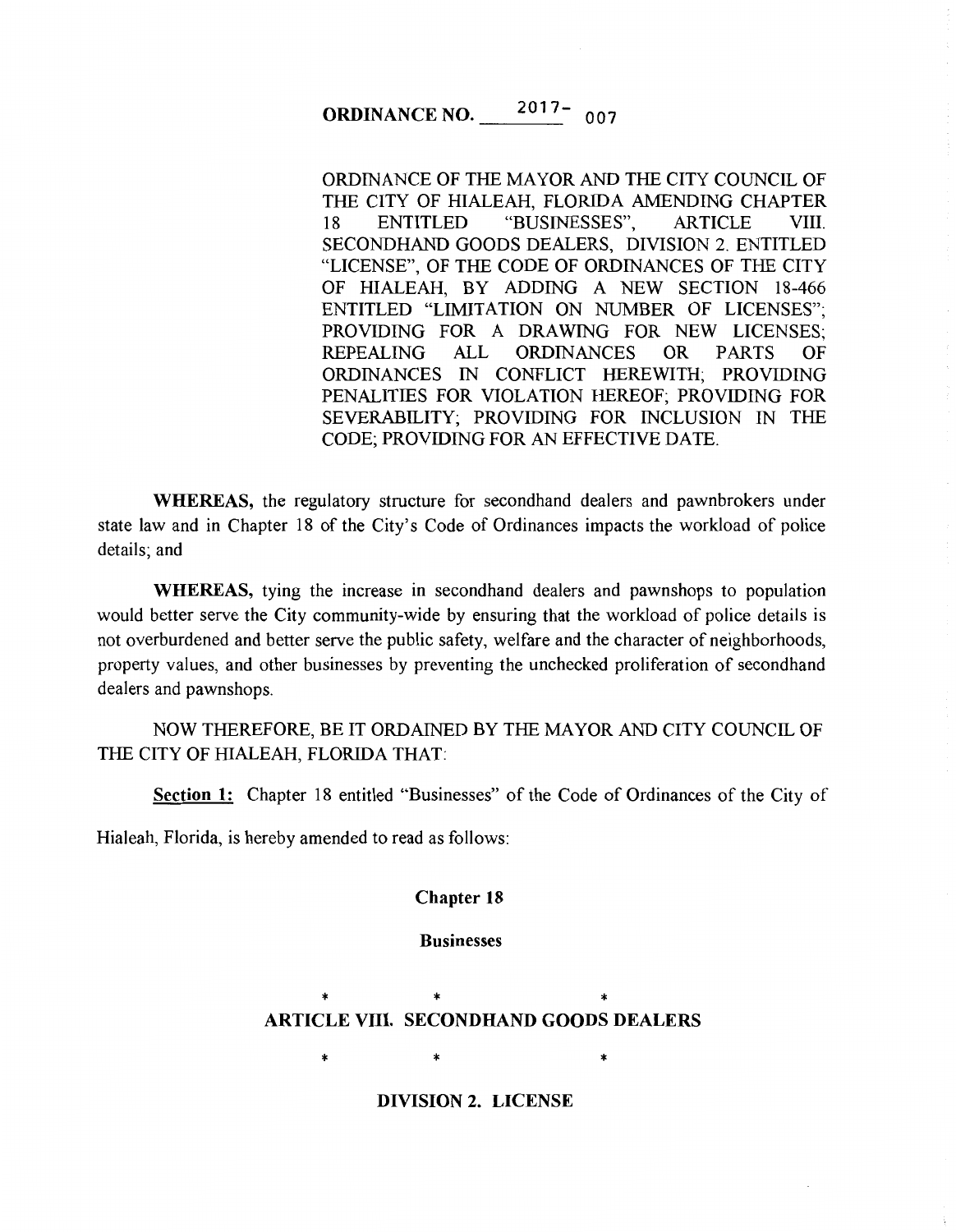# ORDINANCE NO. 2017- 007

ORDINANCE OF THE MAYOR AND THE CITY COUNCIL OF THE CITY OF HIALEAH, FLORIDA AMENDING CHAPTER 18 ENTITLED "BUSINESSES", ARTICLE VIII. SECONDHAND GOODS DEALERS, DIVISION 2. ENTITLED "LICENSE", OF THE CODE OF ORDINANCES OF THE CITY OF HIALEAH, BY ADDING A NEW SECTION 18-466 ENTITLED "LIMITATION ON NUMBER OF LICENSES"; PROVIDING FOR A DRAWING FOR NEW LICENSES; REPEALING ALL ORDINANCES OR PARTS OF ORDINANCES IN CONFLICT HEREWITH; PROVIDING PENALITIES FOR VIOLATION HEREOF; PROVIDING FOR SEVERABILITY; PROVIDING FOR INCLUSION IN THE CODE; PROVIDING FOR AN EFFECTIVE DATE.

**WHEREAS,** the regulatory structure for secondhand dealers and pawnbrokers under state law and in Chapter 18 of the City's Code of Ordinances impacts the workload of police details; and

**WHEREAS,** tying the increase in secondhand dealers and pawnshops to population would better serve the City community-wide by ensuring that the workload of police details is not overburdened and better serve the public safety, welfare and the character of neighborhoods, property values, and other businesses by preventing the unchecked proliferation of secondhand dealers and pawnshops.

NOW THEREFORE, BE IT ORDAINED BY THE MAYOR AND CITY COUNCIL OF THE CITY OF HIALEAH, FLORIDA THAT:

**Section 1:** Chapter 18 entitled "Businesses" of the Code of Ordinances of the City of Hialeah, Florida, is hereby amended to read as follows:

**Chapter 18**

**Businesses**

\* \* \*

**ARTICLE VIII. SECONDHAND GOODS DEALERS**

\* \* \*

**DIVISION 2. LICENSE**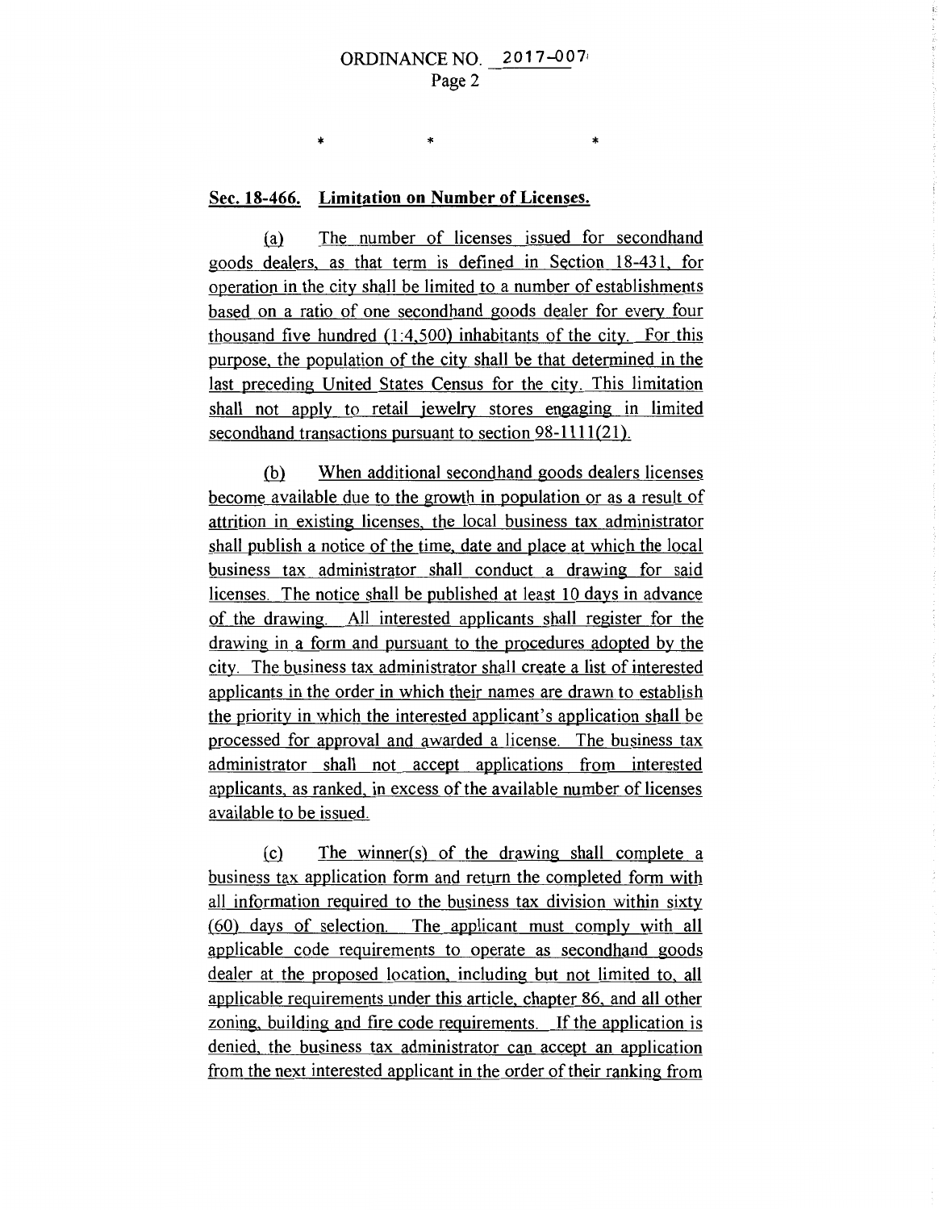\*    \*    \*

**Sec. 18-466. Limitation on Number of Licenses.**

(a) The number of licenses issued for secondhand goods dealers, as that term is defined in Section 18-431, for operation in the city shall be limited to a number of establishments based on a ratio of one secondhand goods dealer for every four thousand five hundred (1:4,500) inhabitants of the city. For this purpose, the population of the city shall be that determined in the last preceding United States Census for the city. This limitation shall not apply to retail jewelry stores engaging in limited secondhand transactions pursuant to section 98-1111(21).

(b) When additional secondhand goods dealers licenses become available due to the growth in population or as a result of attrition in existing licenses, the local business tax administrator shall publish a notice of the time, date and place at which the local business tax administrator shall conduct a drawing for said licenses. The notice shall be published at least 10 days in advance of the drawing. All interested applicants shall register for the drawing in a form and pursuant to the procedures adopted by the city. The business tax administrator shall create a list of interested applicants in the order in which their names are drawn to establish the priority in which the interested applicant's application shall be processed for approval and awarded a license. The business tax administrator shall not accept applications from interested applicants, as ranked, in excess of the available number of licenses available to be issued.

(c) The winner(s) of the drawing shall complete a business tax application form and return the completed form with all information required to the business tax division within sixty (60) days of selection. The applicant must comply with all applicable code requirements to operate as secondhand goods dealer at the proposed location, including but not limited to, all applicable requirements under this article, chapter 86, and all other zoning, building and fire code requirements. If the application is denied, the business tax administrator can accept an application from the next interested applicant in the order of their ranking from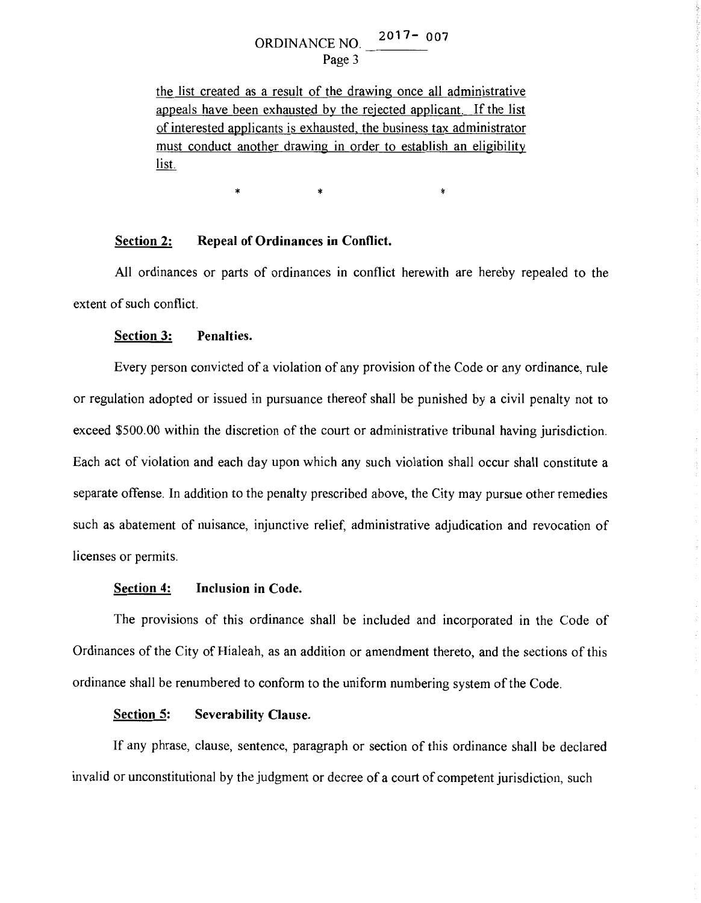the list created as a result of the drawing once all administrative appeals have been exhausted by the rejected applicant. If the list of interested applicants is exhausted, the business tax administrator must conduct another drawing in order to establish an eligibility list.

\* \* \*

**Section 2: Repeal of Ordinances in Conflict.**

All ordinances or parts of ordinances in conflict herewith are hereby repealed to the extent of such conflict.

**Section 3: Penalties.**

Every person convicted of a violation of any provision of the Code or any ordinance, rule or regulation adopted or issued in pursuance thereof shall be punished by a civil penalty not to exceed $500.00 within the discretion of the court or administrative tribunal having jurisdiction. Each act of violation and each day upon which any such violation shall occur shall constitute a separate offense. In addition to the penalty prescribed above, the City may pursue other remedies such as abatement of nuisance, injunctive relief, administrative adjudication and revocation of licenses or permits.

**Section 4: Inclusion in Code.**

The provisions of this ordinance shall be included and incorporated in the Code of Ordinances of the City of Hialeah, as an addition or amendment thereto, and the sections of this ordinance shall be renumbered to conform to the uniform numbering system of the Code.

**Section 5: Severability Clause.**

If any phrase, clause, sentence, paragraph or section of this ordinance shall be declared invalid or unconstitutional by the judgment or decree of a court of competent jurisdiction, such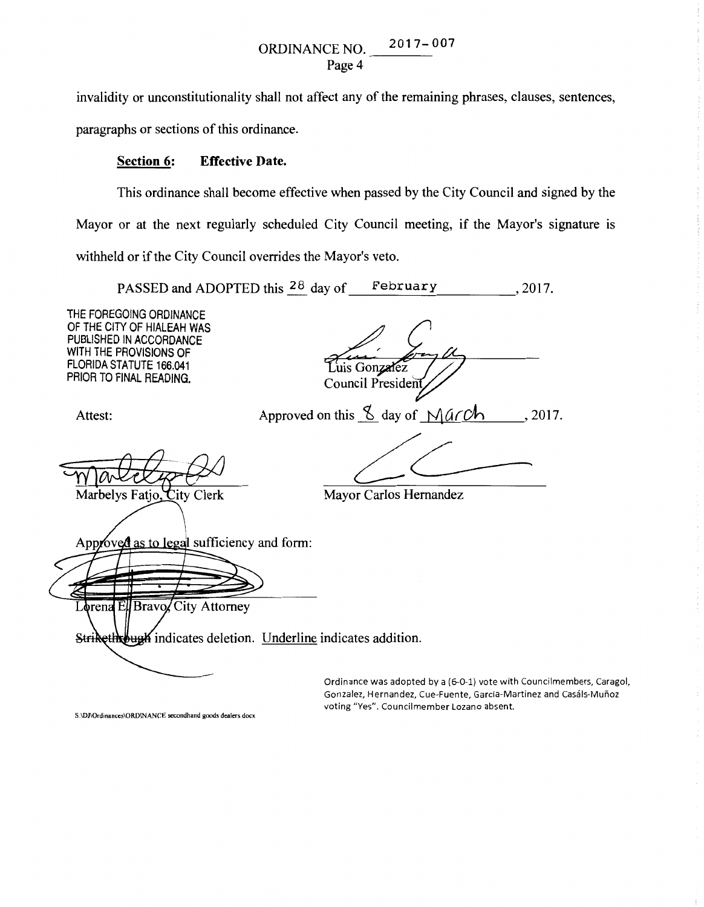ORDINANCE NO. 2017-007

invalidity or unconstitutionality shall not affect any of the remaining phrases, clauses, sentences, paragraphs or sections of this ordinance.

**Section 6: Effective Date.**

This ordinance shall become effective when passed by the City Council and signed by the Mayor or at the next regularly scheduled City Council meeting, if the Mayor's signature is withheld or if the City Council overrides the Mayor's veto.

PASSED and ADOPTED this 28 day of February, 2017.

THE FOREGOING ORDINANCE OF THE CITY OF HIALEAH WAS PUBLISHED IN ACCORDANCE WITH THE PROVISIONS OF FLORIDA STATUTE 166.041 PRIOR TO FINAL READING.

Luis Gonzalez
Council President

Attest:

Approved on this 8 day of March, 2017.

Marbelys Fatjo, City Clerk

Mayor Carlos Hernandez

Approved as to legal sufficiency and form:

Lorena E. Bravo, City Attorney

~~Strikethrough~~ indicates deletion. Underline indicates addition.

Ordinance was adopted by a (6-0-1) vote with Councilmembers, Caragol, Gonzalez, Hernandez, Cue-Fuente, Garcia-Martinez and Casáls-Muñoz voting "Yes". Councilmember Lozano absent.

S:\DJ\Ordinances\ORDINANCE secondhand goods dealers.docx